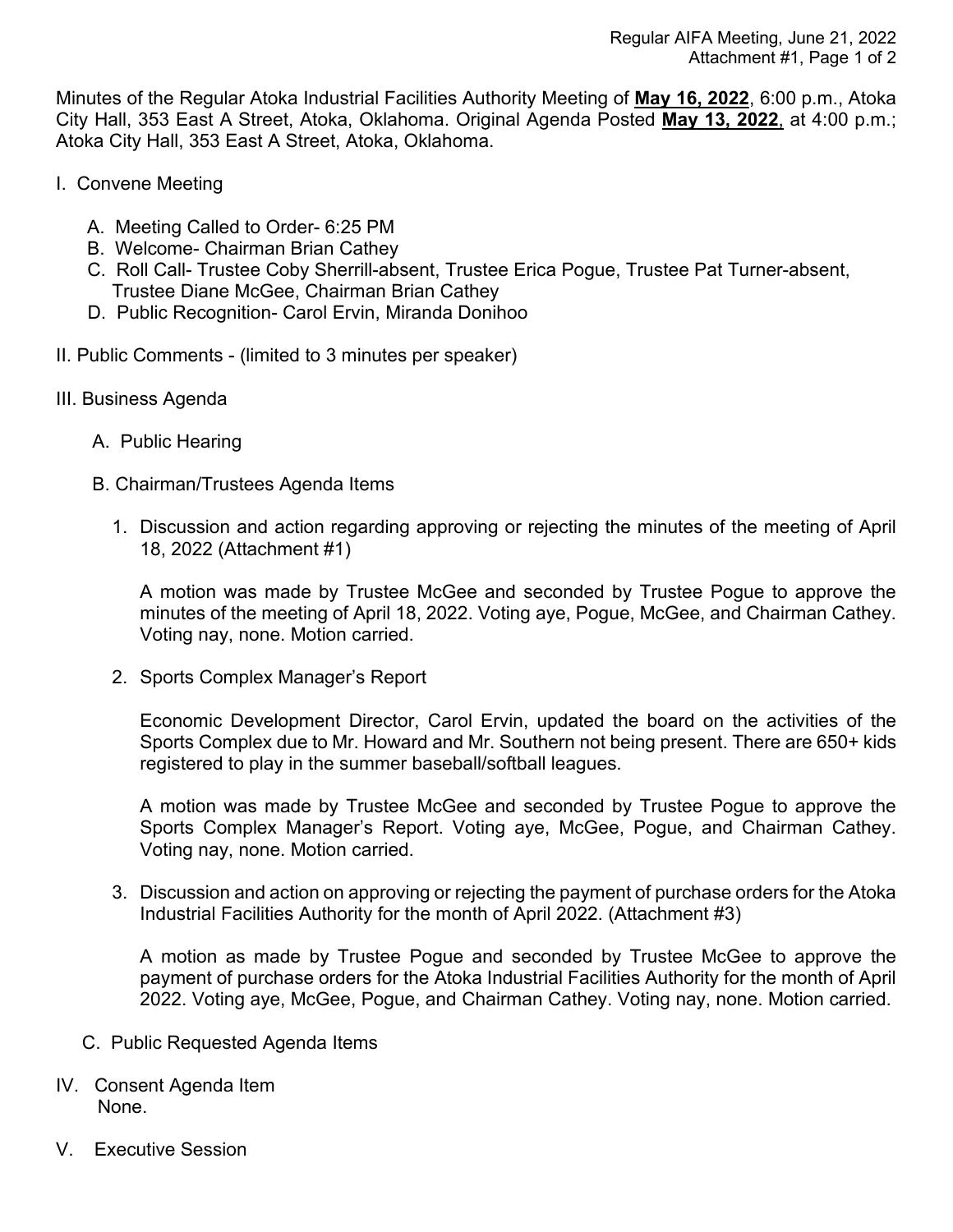Minutes of the Regular Atoka Industrial Facilities Authority Meeting of **May 16, 2022**, 6:00 p.m., Atoka City Hall, 353 East A Street, Atoka, Oklahoma. Original Agenda Posted **May 13, 2022**, at 4:00 p.m.; Atoka City Hall, 353 East A Street, Atoka, Oklahoma.

I. Convene Meeting

   A. Meeting Called to Order- 6:25 PM
   B. Welcome- Chairman Brian Cathey
   C. Roll Call- Trustee Coby Sherrill-absent, Trustee Erica Pogue, Trustee Pat Turner-absent, Trustee Diane McGee, Chairman Brian Cathey
   D. Public Recognition- Carol Ervin, Miranda Donihoo

II. Public Comments - (limited to 3 minutes per speaker)

III. Business Agenda

   A. Public Hearing

   B. Chairman/Trustees Agenda Items

      1. Discussion and action regarding approving or rejecting the minutes of the meeting of April 18, 2022 (Attachment #1)

         A motion was made by Trustee McGee and seconded by Trustee Pogue to approve the minutes of the meeting of April 18, 2022. Voting aye, Pogue, McGee, and Chairman Cathey. Voting nay, none. Motion carried.

      2. Sports Complex Manager's Report

         Economic Development Director, Carol Ervin, updated the board on the activities of the Sports Complex due to Mr. Howard and Mr. Southern not being present. There are 650+ kids registered to play in the summer baseball/softball leagues.

         A motion was made by Trustee McGee and seconded by Trustee Pogue to approve the Sports Complex Manager's Report. Voting aye, McGee, Pogue, and Chairman Cathey. Voting nay, none. Motion carried.

      3. Discussion and action on approving or rejecting the payment of purchase orders for the Atoka Industrial Facilities Authority for the month of April 2022. (Attachment #3)

         A motion as made by Trustee Pogue and seconded by Trustee McGee to approve the payment of purchase orders for the Atoka Industrial Facilities Authority for the month of April 2022. Voting aye, McGee, Pogue, and Chairman Cathey. Voting nay, none. Motion carried.

   C. Public Requested Agenda Items

IV. Consent Agenda Item
   None.

V. Executive Session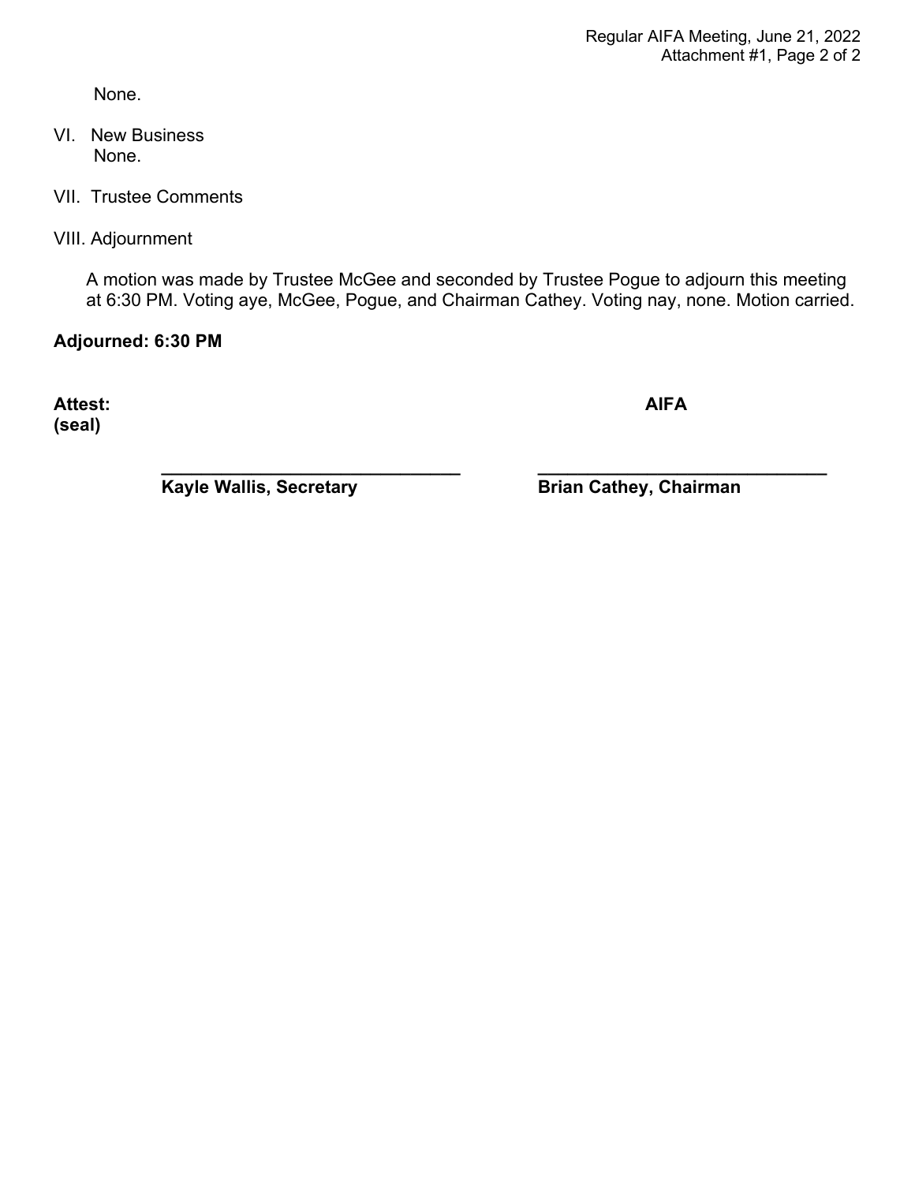None.

VI. New Business
None.

VII. Trustee Comments

VIII. Adjournment

A motion was made by Trustee McGee and seconded by Trustee Pogue to adjourn this meeting at 6:30 PM. Voting aye, McGee, Pogue, and Chairman Cathey. Voting nay, none. Motion carried.

**Adjourned: 6:30 PM**

**Attest:** **AIFA**
**(seal)**

_______________________________ _______________________________
**Kayle Wallis, Secretary** **Brian Cathey, Chairman**